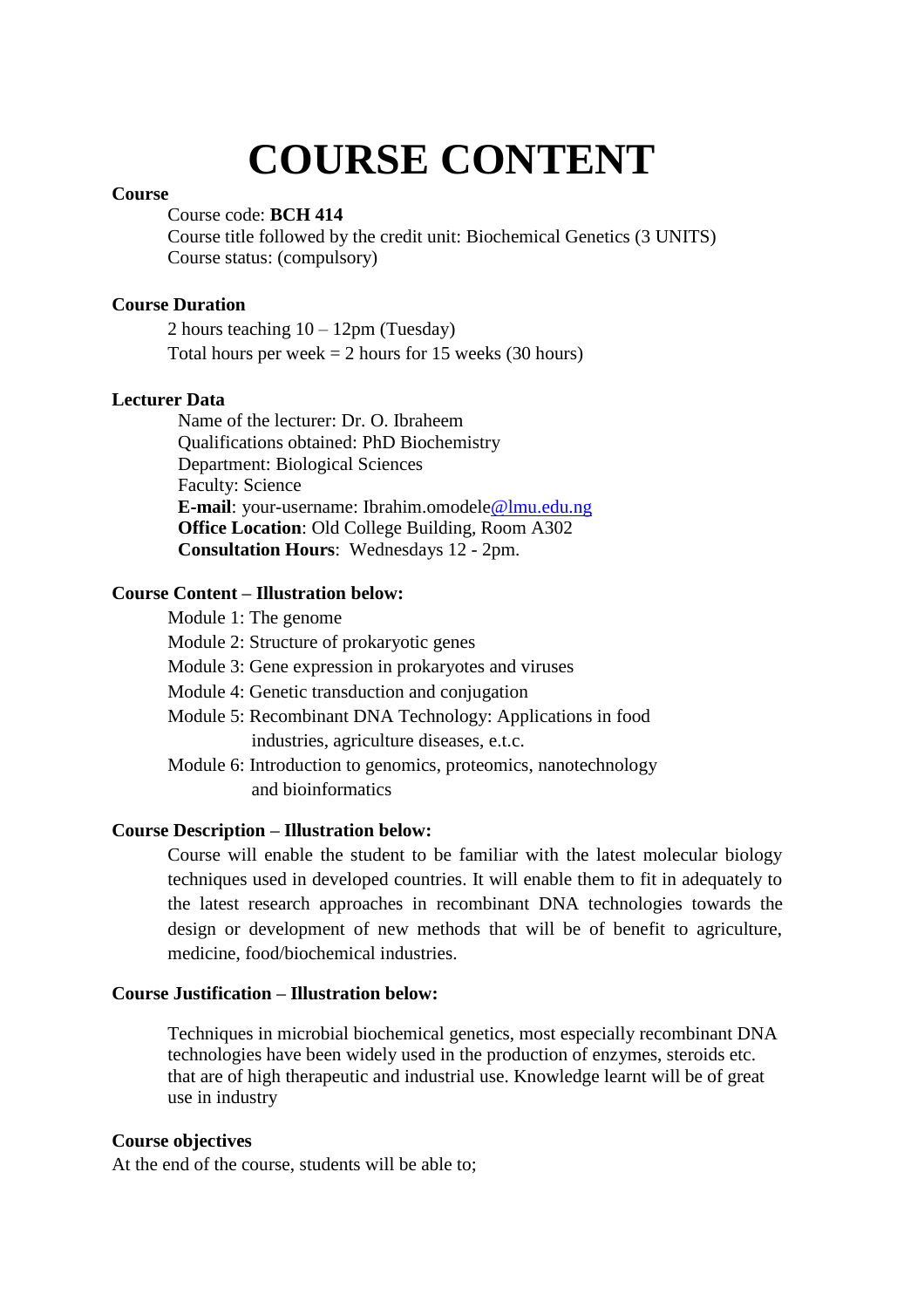# COURSE CONTENT

**Course**

Course code: **BCH 414**
Course title followed by the credit unit: Biochemical Genetics (3 UNITS)
Course status: (compulsory)

**Course Duration**

2 hours teaching 10 – 12pm (Tuesday)
Total hours per week = 2 hours for 15 weeks (30 hours)

**Lecturer Data**

Name of the lecturer: Dr. O. Ibraheem
Qualifications obtained: PhD Biochemistry
Department: Biological Sciences
Faculty: Science
**E-mail**: your-username: Ibrahim.omodele@lmu.edu.ng
**Office Location**: Old College Building, Room A302
**Consultation Hours**: Wednesdays 12 - 2pm.

**Course Content – Illustration below:**

Module 1: The genome
Module 2: Structure of prokaryotic genes
Module 3: Gene expression in prokaryotes and viruses
Module 4: Genetic transduction and conjugation
Module 5: Recombinant DNA Technology: Applications in food industries, agriculture diseases, e.t.c.
Module 6: Introduction to genomics, proteomics, nanotechnology and bioinformatics

**Course Description – Illustration below:**

Course will enable the student to be familiar with the latest molecular biology techniques used in developed countries. It will enable them to fit in adequately to the latest research approaches in recombinant DNA technologies towards the design or development of new methods that will be of benefit to agriculture, medicine, food/biochemical industries.

**Course Justification – Illustration below:**

Techniques in microbial biochemical genetics, most especially recombinant DNA technologies have been widely used in the production of enzymes, steroids etc. that are of high therapeutic and industrial use. Knowledge learnt will be of great use in industry

**Course objectives**

At the end of the course, students will be able to;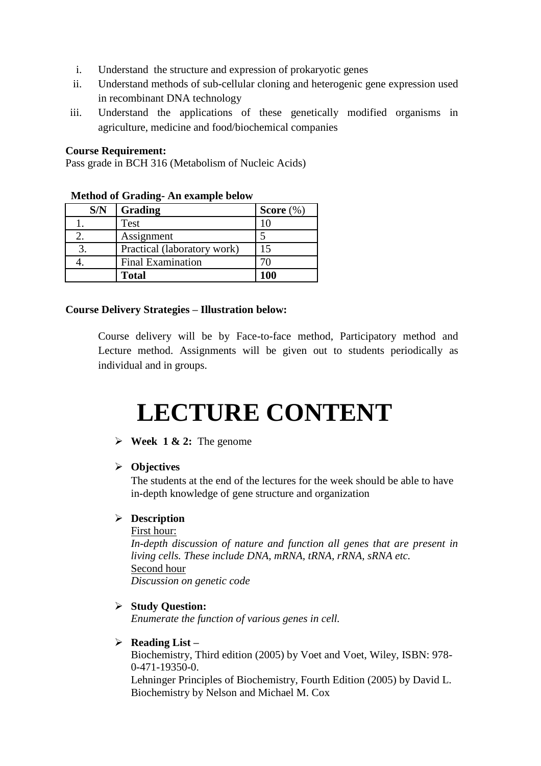i. Understand the structure and expression of prokaryotic genes
ii. Understand methods of sub-cellular cloning and heterogenic gene expression used in recombinant DNA technology
iii. Understand the applications of these genetically modified organisms in agriculture, medicine and food/biochemical companies

**Course Requirement:**
Pass grade in BCH 316 (Metabolism of Nucleic Acids)

**Method of Grading- An example below**

| S/N | Grading | Score (%) |
|---|---|---|
| 1. | Test | 10 |
| 2. | Assignment | 5 |
| 3. | Practical (laboratory work) | 15 |
| 4. | Final Examination | 70 |
| | **Total** | **100** |

**Course Delivery Strategies – Illustration below:**

Course delivery will be by Face-to-face method, Participatory method and Lecture method. Assignments will be given out to students periodically as individual and in groups.

# LECTURE CONTENT

- **Week 1 & 2:** The genome

- **Objectives**
  The students at the end of the lectures for the week should be able to have in-depth knowledge of gene structure and organization

- **Description**
  First hour:
  *In-depth discussion of nature and function all genes that are present in living cells. These include DNA, mRNA, tRNA, rRNA, sRNA etc.*
  Second hour
  *Discussion on genetic code*

- **Study Question:**
  *Enumerate the function of various genes in cell.*

- **Reading List –**
  Biochemistry, Third edition (2005) by Voet and Voet, Wiley, ISBN: 978-0-471-19350-0.
  Lehninger Principles of Biochemistry, Fourth Edition (2005) by David L. Biochemistry by Nelson and Michael M. Cox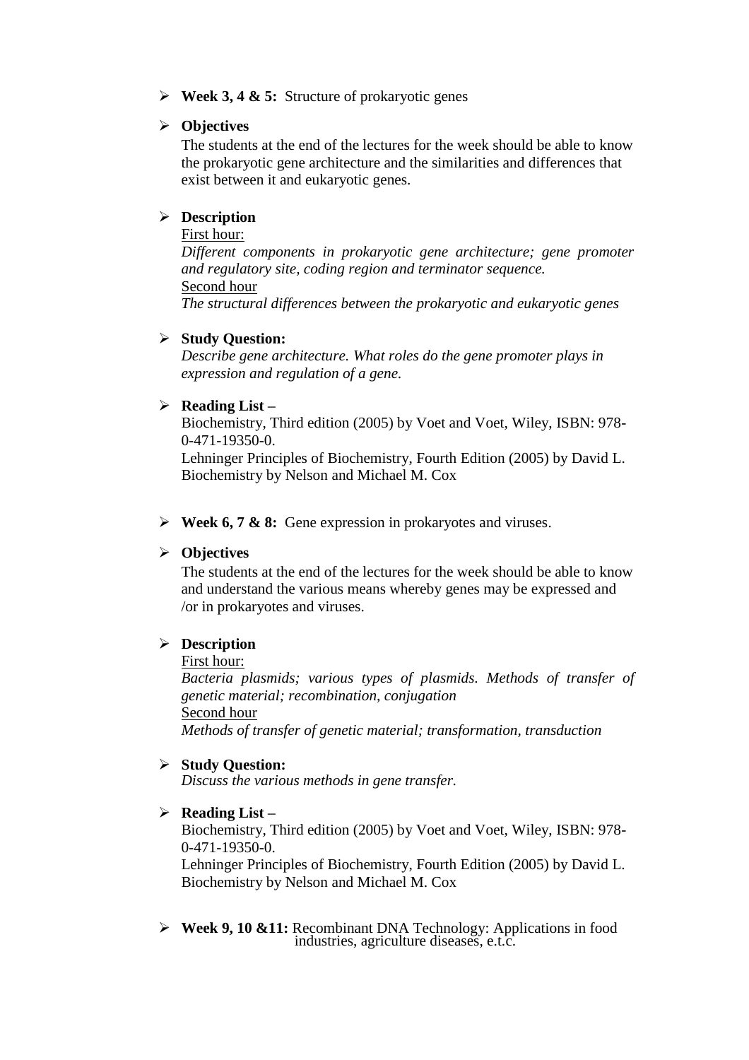- **Week 3, 4 & 5:** Structure of prokaryotic genes

- **Objectives**

  The students at the end of the lectures for the week should be able to know the prokaryotic gene architecture and the similarities and differences that exist between it and eukaryotic genes.

- **Description**

  First hour:

  *Different components in prokaryotic gene architecture; gene promoter and regulatory site, coding region and terminator sequence.*

  Second hour

  *The structural differences between the prokaryotic and eukaryotic genes*

- **Study Question:**

  *Describe gene architecture. What roles do the gene promoter plays in expression and regulation of a gene.*

- **Reading List –**

  Biochemistry, Third edition (2005) by Voet and Voet, Wiley, ISBN: 978-0-471-19350-0.

  Lehninger Principles of Biochemistry, Fourth Edition (2005) by David L. Biochemistry by Nelson and Michael M. Cox

- **Week 6, 7 & 8:** Gene expression in prokaryotes and viruses.

- **Objectives**

  The students at the end of the lectures for the week should be able to know and understand the various means whereby genes may be expressed and /or in prokaryotes and viruses.

- **Description**

  First hour:

  *Bacteria plasmids; various types of plasmids. Methods of transfer of genetic material; recombination, conjugation*

  Second hour

  *Methods of transfer of genetic material; transformation, transduction*

- **Study Question:**

  *Discuss the various methods in gene transfer.*

- **Reading List –**

  Biochemistry, Third edition (2005) by Voet and Voet, Wiley, ISBN: 978-0-471-19350-0.

  Lehninger Principles of Biochemistry, Fourth Edition (2005) by David L. Biochemistry by Nelson and Michael M. Cox

- **Week 9, 10 &11:** Recombinant DNA Technology: Applications in food industries, agriculture diseases, e.t.c.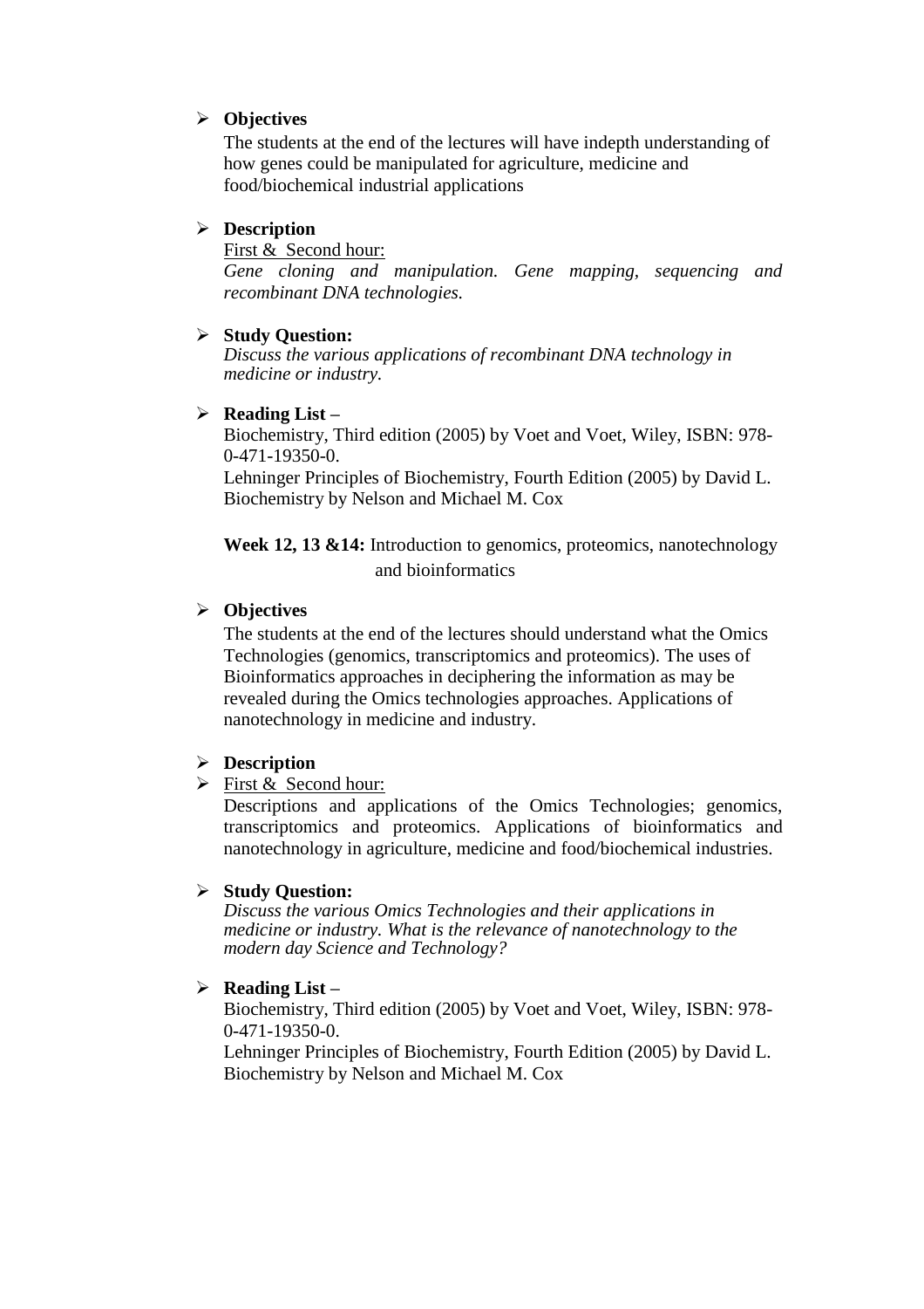- **Objectives**

  The students at the end of the lectures will have indepth understanding of how genes could be manipulated for agriculture, medicine and food/biochemical industrial applications

- **Description**

  First & Second hour:

  *Gene cloning and manipulation. Gene mapping, sequencing and recombinant DNA technologies.*

- **Study Question:**

  *Discuss the various applications of recombinant DNA technology in medicine or industry.*

- **Reading List –**

  Biochemistry, Third edition (2005) by Voet and Voet, Wiley, ISBN: 978-0-471-19350-0.

  Lehninger Principles of Biochemistry, Fourth Edition (2005) by David L. Biochemistry by Nelson and Michael M. Cox

**Week 12, 13 &14:** Introduction to genomics, proteomics, nanotechnology and bioinformatics

- **Objectives**

  The students at the end of the lectures should understand what the Omics Technologies (genomics, transcriptomics and proteomics). The uses of Bioinformatics approaches in deciphering the information as may be revealed during the Omics technologies approaches. Applications of nanotechnology in medicine and industry.

- **Description**
- First & Second hour:

  Descriptions and applications of the Omics Technologies; genomics, transcriptomics and proteomics. Applications of bioinformatics and nanotechnology in agriculture, medicine and food/biochemical industries.

- **Study Question:**

  *Discuss the various Omics Technologies and their applications in medicine or industry. What is the relevance of nanotechnology to the modern day Science and Technology?*

- **Reading List –**

  Biochemistry, Third edition (2005) by Voet and Voet, Wiley, ISBN: 978-0-471-19350-0.

  Lehninger Principles of Biochemistry, Fourth Edition (2005) by David L. Biochemistry by Nelson and Michael M. Cox